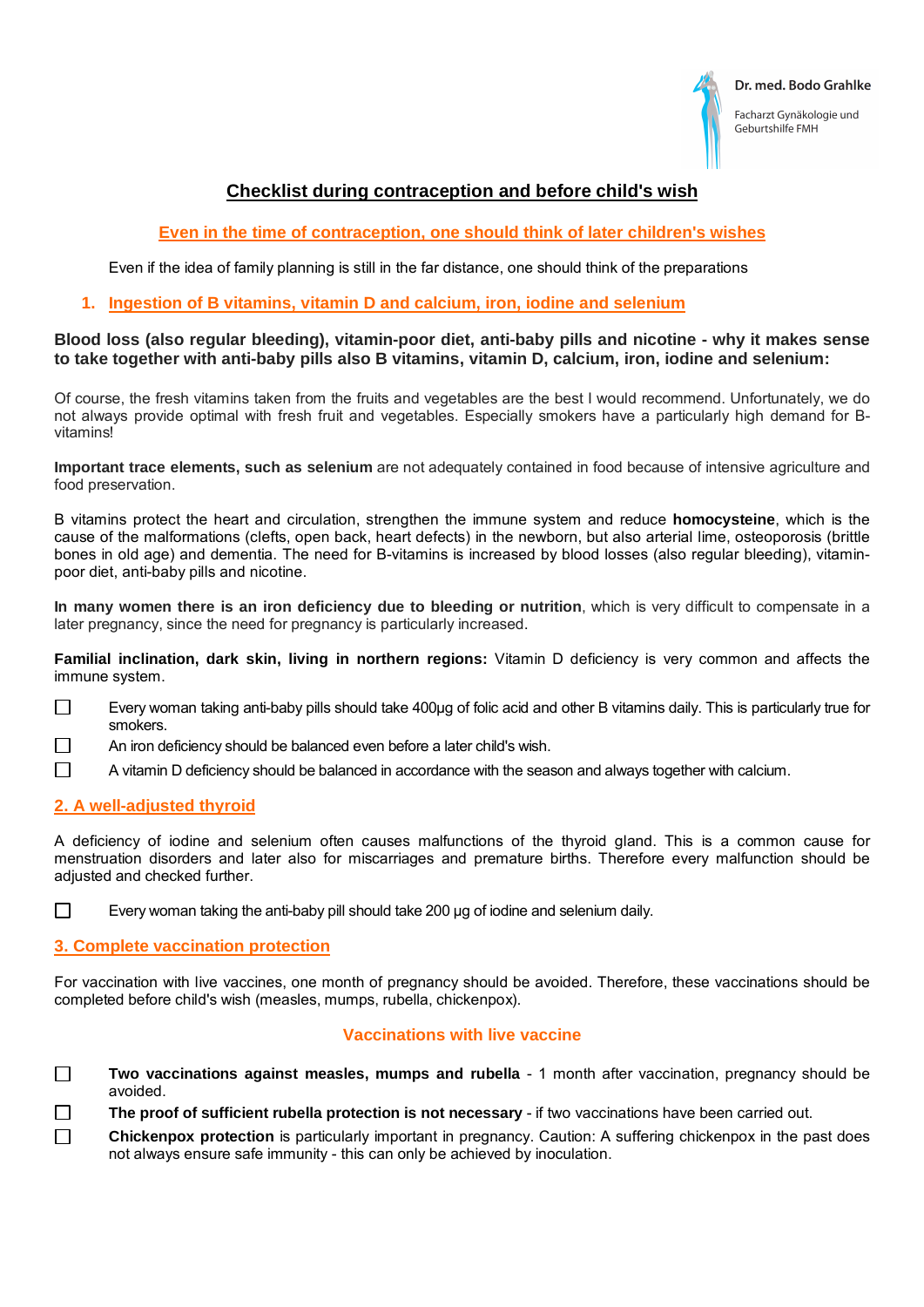Dr. med. Bodo Grahlke

Facharzt Gynäkologie und Geburtshilfe FMH

# Checklist during contraception and before child's wish

## Even in the time of contraception, one should think of later children's wishes

Even if the idea of family planning is still in the far distance, one should think of the preparations

## 1. Ingestion of B vitamins, vitamin D and calcium, iron, iodine and selenium

**Blood loss (also regular bleeding), vitamin-poor diet, anti-baby pills and nicotine - why it makes sense to take together with anti-baby pills also B vitamins, vitamin D, calcium, iron, iodine and selenium:**

Of course, the fresh vitamins taken from the fruits and vegetables are the best I would recommend. Unfortunately, we do not always provide optimal with fresh fruit and vegetables. Especially smokers have a particularly high demand for B-vitamins!

**Important trace elements, such as selenium** are not adequately contained in food because of intensive agriculture and food preservation.

B vitamins protect the heart and circulation, strengthen the immune system and reduce **homocysteine**, which is the cause of the malformations (clefts, open back, heart defects) in the newborn, but also arterial lime, osteoporosis (brittle bones in old age) and dementia. The need for B-vitamins is increased by blood losses (also regular bleeding), vitamin-poor diet, anti-baby pills and nicotine.

**In many women there is an iron deficiency due to bleeding or nutrition**, which is very difficult to compensate in a later pregnancy, since the need for pregnancy is particularly increased.

**Familial inclination, dark skin, living in northern regions:** Vitamin D deficiency is very common and affects the immune system.

- ☐ Every woman taking anti-baby pills should take 400µg of folic acid and other B vitamins daily. This is particularly true for smokers.
- ☐ An iron deficiency should be balanced even before a later child's wish.
- ☐ A vitamin D deficiency should be balanced in accordance with the season and always together with calcium.

## 2. A well-adjusted thyroid

A deficiency of iodine and selenium often causes malfunctions of the thyroid gland. This is a common cause for menstruation disorders and later also for miscarriages and premature births. Therefore every malfunction should be adjusted and checked further.

- ☐ Every woman taking the anti-baby pill should take 200 µg of iodine and selenium daily.

## 3. Complete vaccination protection

For vaccination with live vaccines, one month of pregnancy should be avoided. Therefore, these vaccinations should be completed before child's wish (measles, mumps, rubella, chickenpox).

### Vaccinations with live vaccine

- ☐ **Two vaccinations against measles, mumps and rubella** - 1 month after vaccination, pregnancy should be avoided.
- ☐ **The proof of sufficient rubella protection is not necessary** - if two vaccinations have been carried out.
- ☐ **Chickenpox protection** is particularly important in pregnancy. Caution: A suffering chickenpox in the past does not always ensure safe immunity - this can only be achieved by inoculation.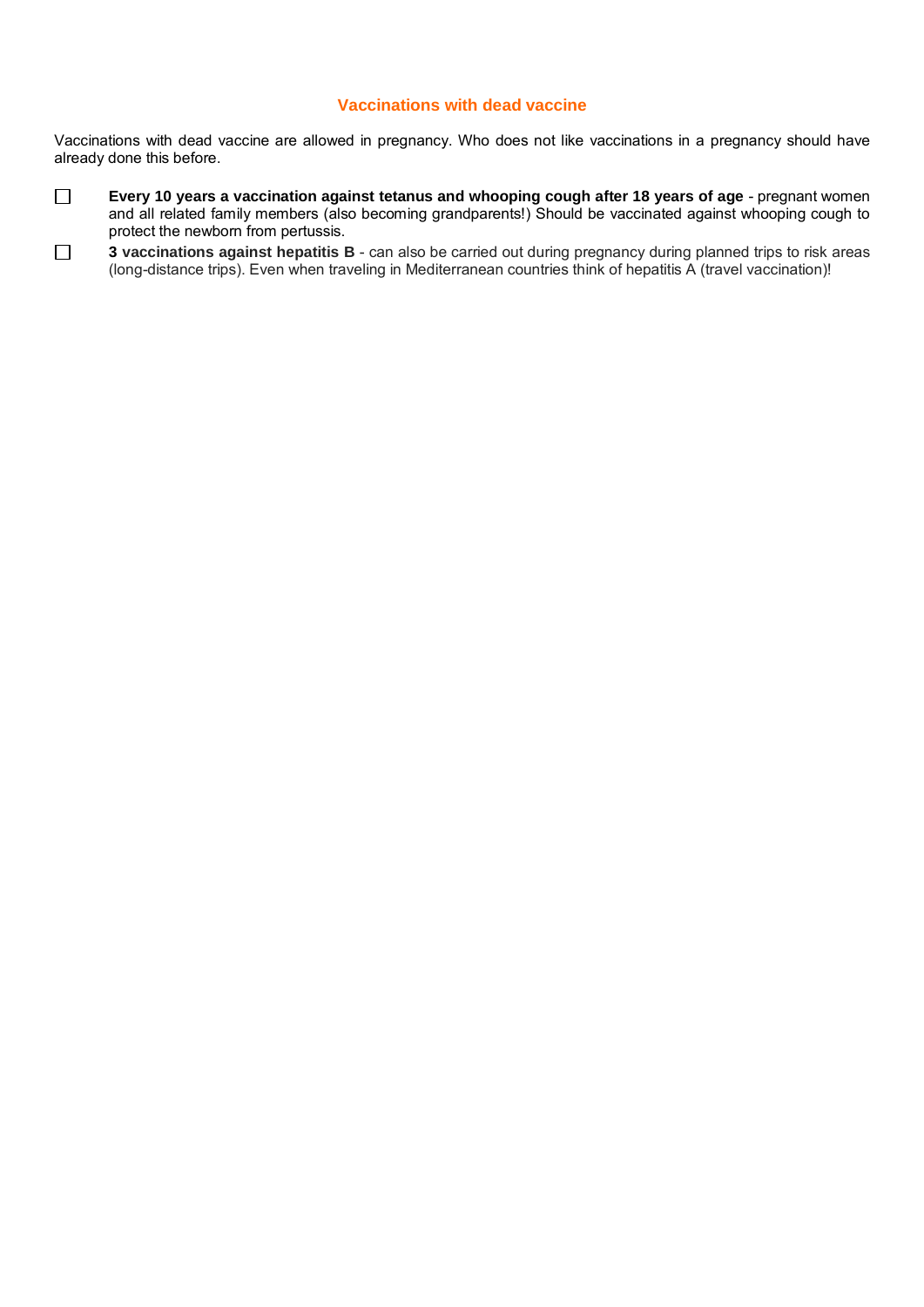## Vaccinations with dead vaccine

Vaccinations with dead vaccine are allowed in pregnancy. Who does not like vaccinations in a pregnancy should have already done this before.

- ☐ **Every 10 years a vaccination against tetanus and whooping cough after 18 years of age** - pregnant women and all related family members (also becoming grandparents!) Should be vaccinated against whooping cough to protect the newborn from pertussis.
- ☐ **3 vaccinations against hepatitis B** - can also be carried out during pregnancy during planned trips to risk areas (long-distance trips). Even when traveling in Mediterranean countries think of hepatitis A (travel vaccination)!